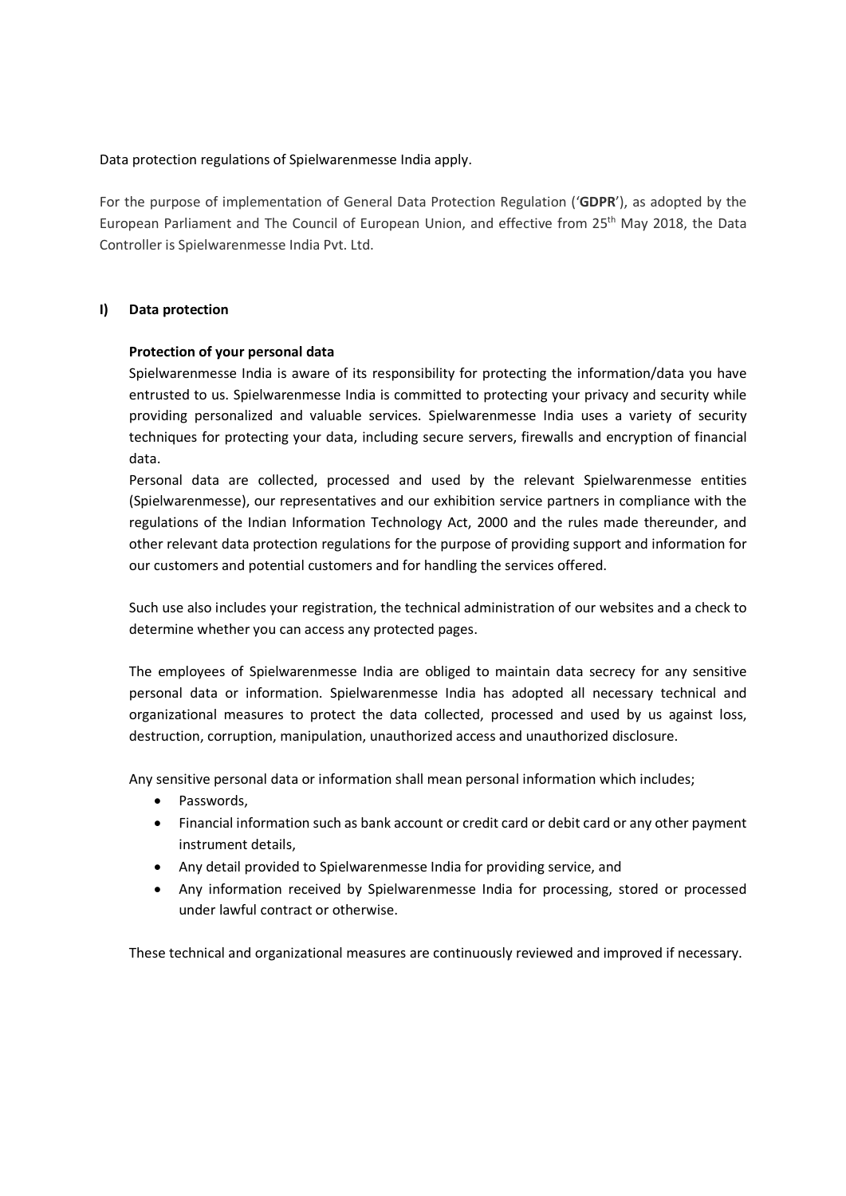Data protection regulations of Spielwarenmesse India apply.

For the purpose of implementation of General Data Protection Regulation ('**GDPR**'), as adopted by the European Parliament and The Council of European Union, and effective from 25th May 2018, the Data Controller is Spielwarenmesse India Pvt. Ltd.

## I) Data protection

### Protection of your personal data

Spielwarenmesse India is aware of its responsibility for protecting the information/data you have entrusted to us. Spielwarenmesse India is committed to protecting your privacy and security while providing personalized and valuable services. Spielwarenmesse India uses a variety of security techniques for protecting your data, including secure servers, firewalls and encryption of financial data.

Personal data are collected, processed and used by the relevant Spielwarenmesse entities (Spielwarenmesse), our representatives and our exhibition service partners in compliance with the regulations of the Indian Information Technology Act, 2000 and the rules made thereunder, and other relevant data protection regulations for the purpose of providing support and information for our customers and potential customers and for handling the services offered.

Such use also includes your registration, the technical administration of our websites and a check to determine whether you can access any protected pages.

The employees of Spielwarenmesse India are obliged to maintain data secrecy for any sensitive personal data or information. Spielwarenmesse India has adopted all necessary technical and organizational measures to protect the data collected, processed and used by us against loss, destruction, corruption, manipulation, unauthorized access and unauthorized disclosure.

Any sensitive personal data or information shall mean personal information which includes;

- Passwords,
- Financial information such as bank account or credit card or debit card or any other payment instrument details,
- Any detail provided to Spielwarenmesse India for providing service, and
- Any information received by Spielwarenmesse India for processing, stored or processed under lawful contract or otherwise.

These technical and organizational measures are continuously reviewed and improved if necessary.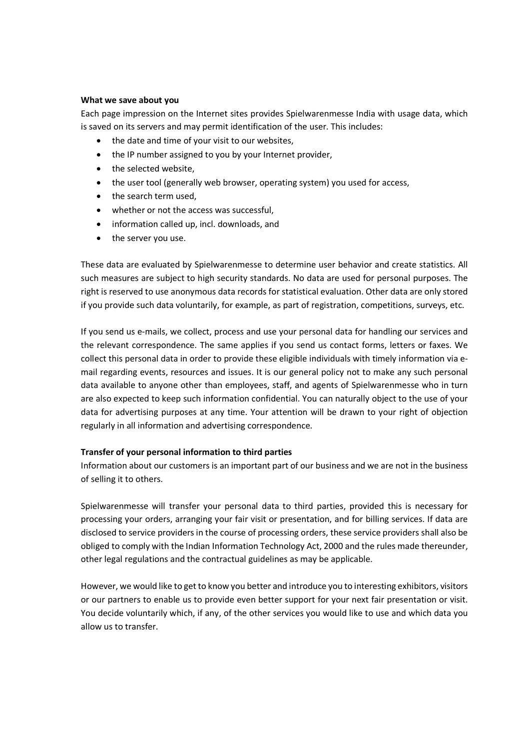**What we save about you**

Each page impression on the Internet sites provides Spielwarenmesse India with usage data, which is saved on its servers and may permit identification of the user. This includes:

- the date and time of your visit to our websites,
- the IP number assigned to you by your Internet provider,
- the selected website,
- the user tool (generally web browser, operating system) you used for access,
- the search term used,
- whether or not the access was successful,
- information called up, incl. downloads, and
- the server you use.

These data are evaluated by Spielwarenmesse to determine user behavior and create statistics. All such measures are subject to high security standards. No data are used for personal purposes. The right is reserved to use anonymous data records for statistical evaluation. Other data are only stored if you provide such data voluntarily, for example, as part of registration, competitions, surveys, etc.

If you send us e-mails, we collect, process and use your personal data for handling our services and the relevant correspondence. The same applies if you send us contact forms, letters or faxes. We collect this personal data in order to provide these eligible individuals with timely information via e-mail regarding events, resources and issues. It is our general policy not to make any such personal data available to anyone other than employees, staff, and agents of Spielwarenmesse who in turn are also expected to keep such information confidential. You can naturally object to the use of your data for advertising purposes at any time. Your attention will be drawn to your right of objection regularly in all information and advertising correspondence.

**Transfer of your personal information to third parties**

Information about our customers is an important part of our business and we are not in the business of selling it to others.

Spielwarenmesse will transfer your personal data to third parties, provided this is necessary for processing your orders, arranging your fair visit or presentation, and for billing services. If data are disclosed to service providers in the course of processing orders, these service providers shall also be obliged to comply with the Indian Information Technology Act, 2000 and the rules made thereunder, other legal regulations and the contractual guidelines as may be applicable.

However, we would like to get to know you better and introduce you to interesting exhibitors, visitors or our partners to enable us to provide even better support for your next fair presentation or visit. You decide voluntarily which, if any, of the other services you would like to use and which data you allow us to transfer.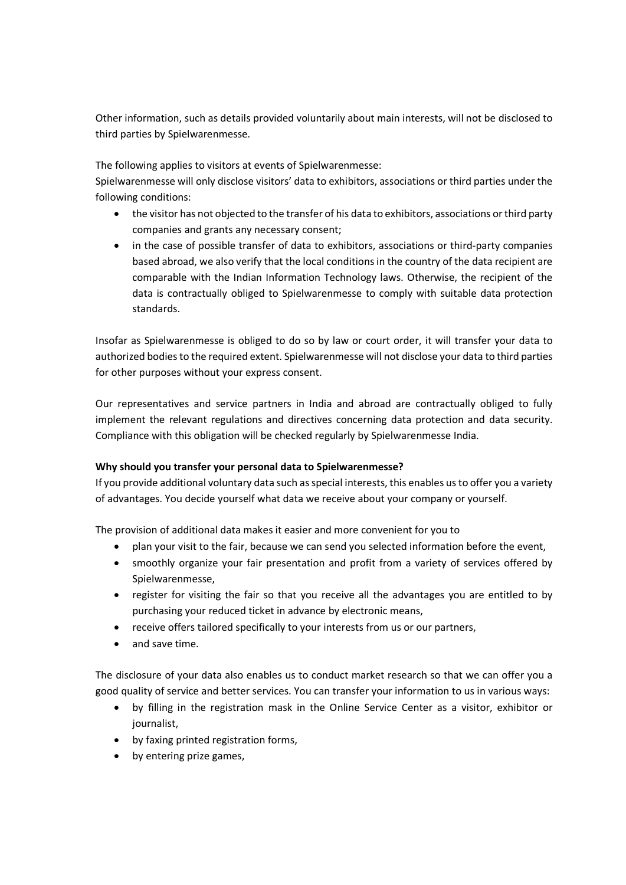Other information, such as details provided voluntarily about main interests, will not be disclosed to third parties by Spielwarenmesse.

The following applies to visitors at events of Spielwarenmesse:
Spielwarenmesse will only disclose visitors' data to exhibitors, associations or third parties under the following conditions:

- the visitor has not objected to the transfer of his data to exhibitors, associations or third party companies and grants any necessary consent;
- in the case of possible transfer of data to exhibitors, associations or third-party companies based abroad, we also verify that the local conditions in the country of the data recipient are comparable with the Indian Information Technology laws. Otherwise, the recipient of the data is contractually obliged to Spielwarenmesse to comply with suitable data protection standards.

Insofar as Spielwarenmesse is obliged to do so by law or court order, it will transfer your data to authorized bodies to the required extent. Spielwarenmesse will not disclose your data to third parties for other purposes without your express consent.

Our representatives and service partners in India and abroad are contractually obliged to fully implement the relevant regulations and directives concerning data protection and data security. Compliance with this obligation will be checked regularly by Spielwarenmesse India.

**Why should you transfer your personal data to Spielwarenmesse?**
If you provide additional voluntary data such as special interests, this enables us to offer you a variety of advantages. You decide yourself what data we receive about your company or yourself.

The provision of additional data makes it easier and more convenient for you to

- plan your visit to the fair, because we can send you selected information before the event,
- smoothly organize your fair presentation and profit from a variety of services offered by Spielwarenmesse,
- register for visiting the fair so that you receive all the advantages you are entitled to by purchasing your reduced ticket in advance by electronic means,
- receive offers tailored specifically to your interests from us or our partners,
- and save time.

The disclosure of your data also enables us to conduct market research so that we can offer you a good quality of service and better services. You can transfer your information to us in various ways:

- by filling in the registration mask in the Online Service Center as a visitor, exhibitor or journalist,
- by faxing printed registration forms,
- by entering prize games,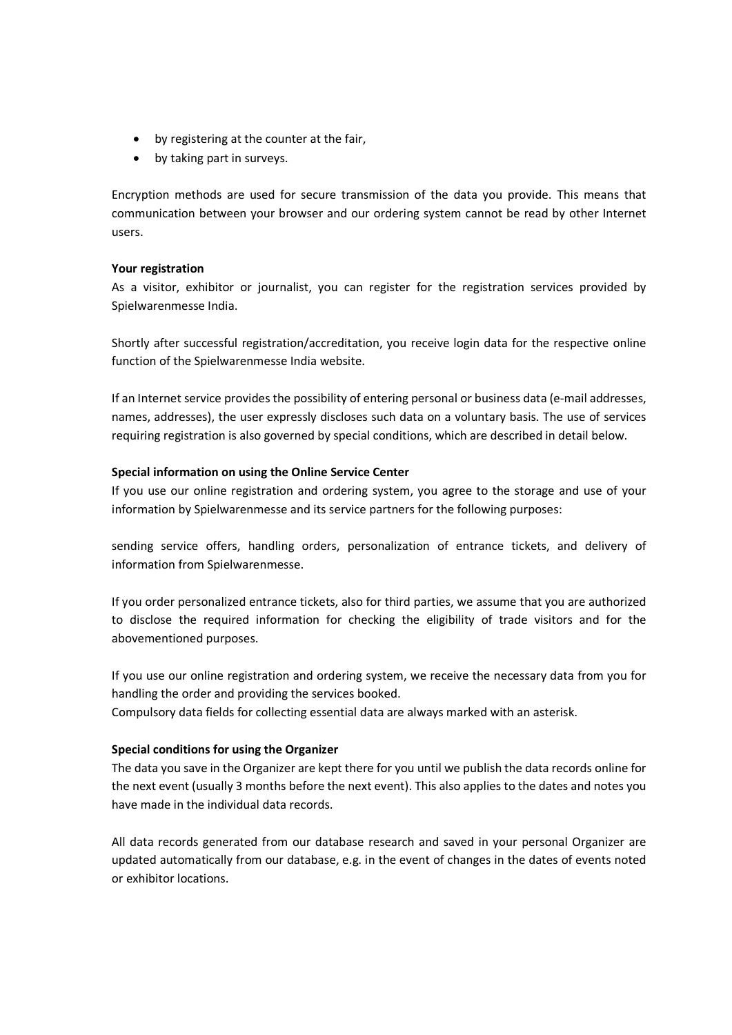- by registering at the counter at the fair,
- by taking part in surveys.

Encryption methods are used for secure transmission of the data you provide. This means that communication between your browser and our ordering system cannot be read by other Internet users.

**Your registration**

As a visitor, exhibitor or journalist, you can register for the registration services provided by Spielwarenmesse India.

Shortly after successful registration/accreditation, you receive login data for the respective online function of the Spielwarenmesse India website.

If an Internet service provides the possibility of entering personal or business data (e-mail addresses, names, addresses), the user expressly discloses such data on a voluntary basis. The use of services requiring registration is also governed by special conditions, which are described in detail below.

**Special information on using the Online Service Center**

If you use our online registration and ordering system, you agree to the storage and use of your information by Spielwarenmesse and its service partners for the following purposes:

sending service offers, handling orders, personalization of entrance tickets, and delivery of information from Spielwarenmesse.

If you order personalized entrance tickets, also for third parties, we assume that you are authorized to disclose the required information for checking the eligibility of trade visitors and for the abovementioned purposes.

If you use our online registration and ordering system, we receive the necessary data from you for handling the order and providing the services booked.
Compulsory data fields for collecting essential data are always marked with an asterisk.

**Special conditions for using the Organizer**

The data you save in the Organizer are kept there for you until we publish the data records online for the next event (usually 3 months before the next event). This also applies to the dates and notes you have made in the individual data records.

All data records generated from our database research and saved in your personal Organizer are updated automatically from our database, e.g. in the event of changes in the dates of events noted or exhibitor locations.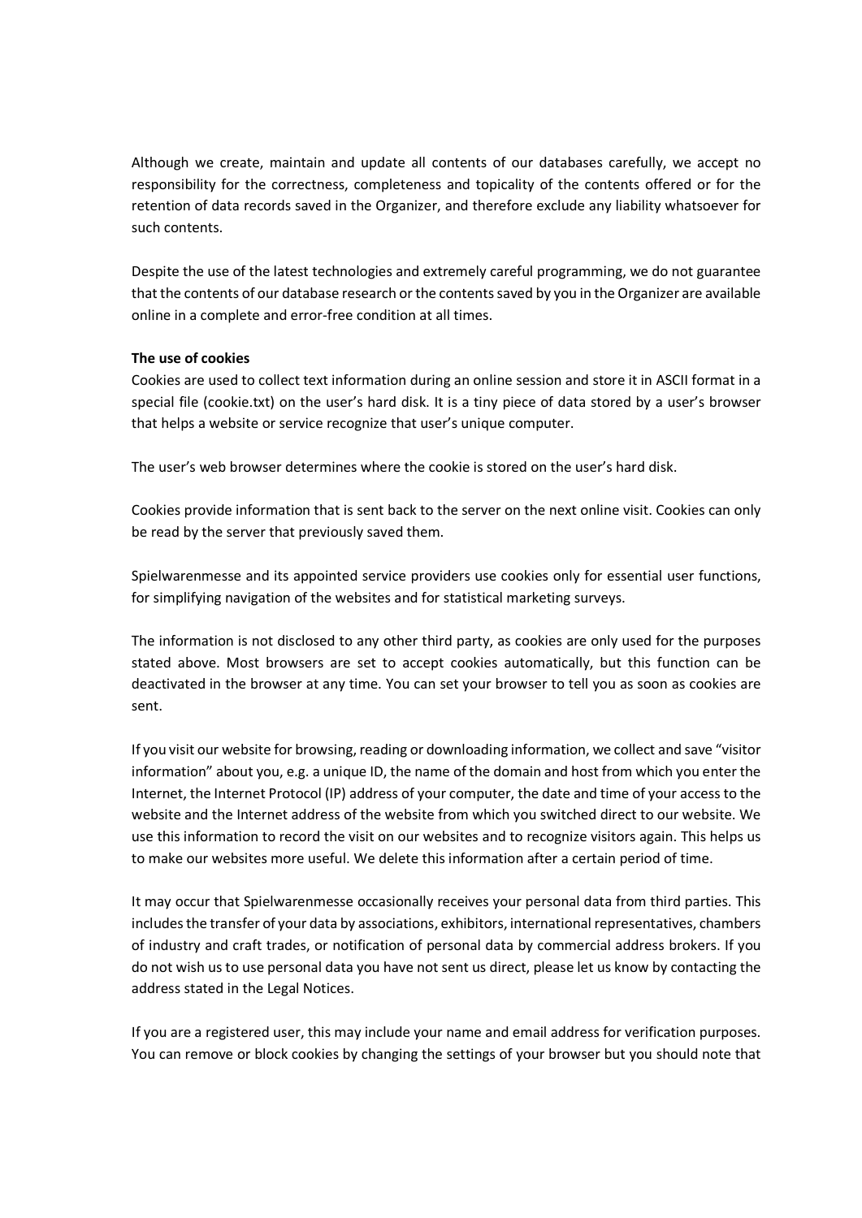Although we create, maintain and update all contents of our databases carefully, we accept no responsibility for the correctness, completeness and topicality of the contents offered or for the retention of data records saved in the Organizer, and therefore exclude any liability whatsoever for such contents.

Despite the use of the latest technologies and extremely careful programming, we do not guarantee that the contents of our database research or the contents saved by you in the Organizer are available online in a complete and error-free condition at all times.

**The use of cookies**

Cookies are used to collect text information during an online session and store it in ASCII format in a special file (cookie.txt) on the user's hard disk. It is a tiny piece of data stored by a user's browser that helps a website or service recognize that user's unique computer.

The user's web browser determines where the cookie is stored on the user's hard disk.

Cookies provide information that is sent back to the server on the next online visit. Cookies can only be read by the server that previously saved them.

Spielwarenmesse and its appointed service providers use cookies only for essential user functions, for simplifying navigation of the websites and for statistical marketing surveys.

The information is not disclosed to any other third party, as cookies are only used for the purposes stated above. Most browsers are set to accept cookies automatically, but this function can be deactivated in the browser at any time. You can set your browser to tell you as soon as cookies are sent.

If you visit our website for browsing, reading or downloading information, we collect and save "visitor information" about you, e.g. a unique ID, the name of the domain and host from which you enter the Internet, the Internet Protocol (IP) address of your computer, the date and time of your access to the website and the Internet address of the website from which you switched direct to our website. We use this information to record the visit on our websites and to recognize visitors again. This helps us to make our websites more useful. We delete this information after a certain period of time.

It may occur that Spielwarenmesse occasionally receives your personal data from third parties. This includes the transfer of your data by associations, exhibitors, international representatives, chambers of industry and craft trades, or notification of personal data by commercial address brokers. If you do not wish us to use personal data you have not sent us direct, please let us know by contacting the address stated in the Legal Notices.

If you are a registered user, this may include your name and email address for verification purposes. You can remove or block cookies by changing the settings of your browser but you should note that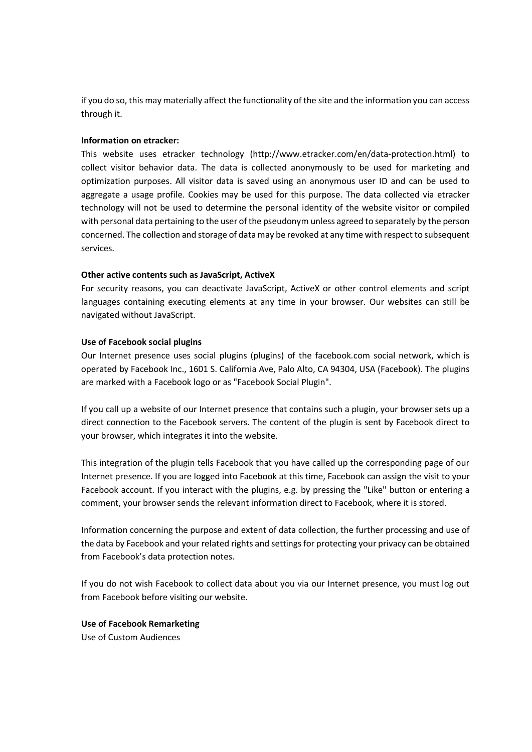if you do so, this may materially affect the functionality of the site and the information you can access through it.

**Information on etracker:**

This website uses etracker technology (http://www.etracker.com/en/data-protection.html) to collect visitor behavior data. The data is collected anonymously to be used for marketing and optimization purposes. All visitor data is saved using an anonymous user ID and can be used to aggregate a usage profile. Cookies may be used for this purpose. The data collected via etracker technology will not be used to determine the personal identity of the website visitor or compiled with personal data pertaining to the user of the pseudonym unless agreed to separately by the person concerned. The collection and storage of data may be revoked at any time with respect to subsequent services.

**Other active contents such as JavaScript, ActiveX**

For security reasons, you can deactivate JavaScript, ActiveX or other control elements and script languages containing executing elements at any time in your browser. Our websites can still be navigated without JavaScript.

**Use of Facebook social plugins**

Our Internet presence uses social plugins (plugins) of the facebook.com social network, which is operated by Facebook Inc., 1601 S. California Ave, Palo Alto, CA 94304, USA (Facebook). The plugins are marked with a Facebook logo or as "Facebook Social Plugin".

If you call up a website of our Internet presence that contains such a plugin, your browser sets up a direct connection to the Facebook servers. The content of the plugin is sent by Facebook direct to your browser, which integrates it into the website.

This integration of the plugin tells Facebook that you have called up the corresponding page of our Internet presence. If you are logged into Facebook at this time, Facebook can assign the visit to your Facebook account. If you interact with the plugins, e.g. by pressing the "Like" button or entering a comment, your browser sends the relevant information direct to Facebook, where it is stored.

Information concerning the purpose and extent of data collection, the further processing and use of the data by Facebook and your related rights and settings for protecting your privacy can be obtained from Facebook's data protection notes.

If you do not wish Facebook to collect data about you via our Internet presence, you must log out from Facebook before visiting our website.

**Use of Facebook Remarketing**

Use of Custom Audiences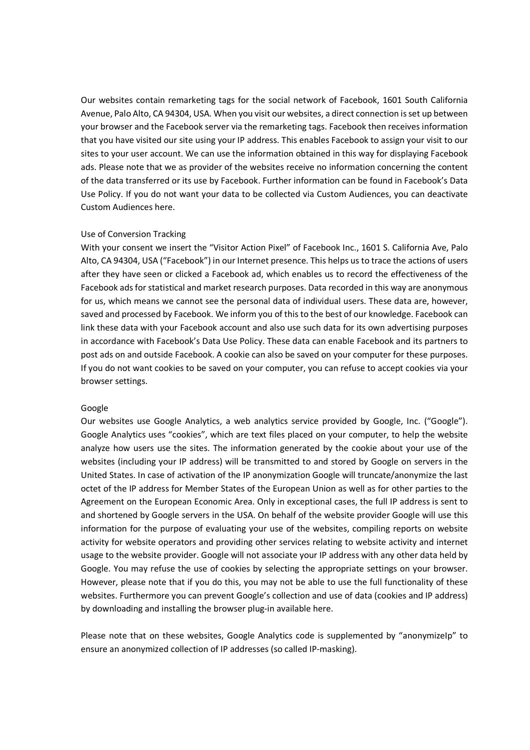Our websites contain remarketing tags for the social network of Facebook, 1601 South California Avenue, Palo Alto, CA 94304, USA. When you visit our websites, a direct connection is set up between your browser and the Facebook server via the remarketing tags. Facebook then receives information that you have visited our site using your IP address. This enables Facebook to assign your visit to our sites to your user account. We can use the information obtained in this way for displaying Facebook ads. Please note that we as provider of the websites receive no information concerning the content of the data transferred or its use by Facebook. Further information can be found in Facebook's Data Use Policy. If you do not want your data to be collected via Custom Audiences, you can deactivate Custom Audiences here.

Use of Conversion Tracking

With your consent we insert the "Visitor Action Pixel" of Facebook Inc., 1601 S. California Ave, Palo Alto, CA 94304, USA ("Facebook") in our Internet presence. This helps us to trace the actions of users after they have seen or clicked a Facebook ad, which enables us to record the effectiveness of the Facebook ads for statistical and market research purposes. Data recorded in this way are anonymous for us, which means we cannot see the personal data of individual users. These data are, however, saved and processed by Facebook. We inform you of this to the best of our knowledge. Facebook can link these data with your Facebook account and also use such data for its own advertising purposes in accordance with Facebook's Data Use Policy. These data can enable Facebook and its partners to post ads on and outside Facebook. A cookie can also be saved on your computer for these purposes. If you do not want cookies to be saved on your computer, you can refuse to accept cookies via your browser settings.

Google

Our websites use Google Analytics, a web analytics service provided by Google, Inc. ("Google"). Google Analytics uses "cookies", which are text files placed on your computer, to help the website analyze how users use the sites. The information generated by the cookie about your use of the websites (including your IP address) will be transmitted to and stored by Google on servers in the United States. In case of activation of the IP anonymization Google will truncate/anonymize the last octet of the IP address for Member States of the European Union as well as for other parties to the Agreement on the European Economic Area. Only in exceptional cases, the full IP address is sent to and shortened by Google servers in the USA. On behalf of the website provider Google will use this information for the purpose of evaluating your use of the websites, compiling reports on website activity for website operators and providing other services relating to website activity and internet usage to the website provider. Google will not associate your IP address with any other data held by Google. You may refuse the use of cookies by selecting the appropriate settings on your browser. However, please note that if you do this, you may not be able to use the full functionality of these websites. Furthermore you can prevent Google's collection and use of data (cookies and IP address) by downloading and installing the browser plug-in available here.

Please note that on these websites, Google Analytics code is supplemented by "anonymizeIp" to ensure an anonymized collection of IP addresses (so called IP-masking).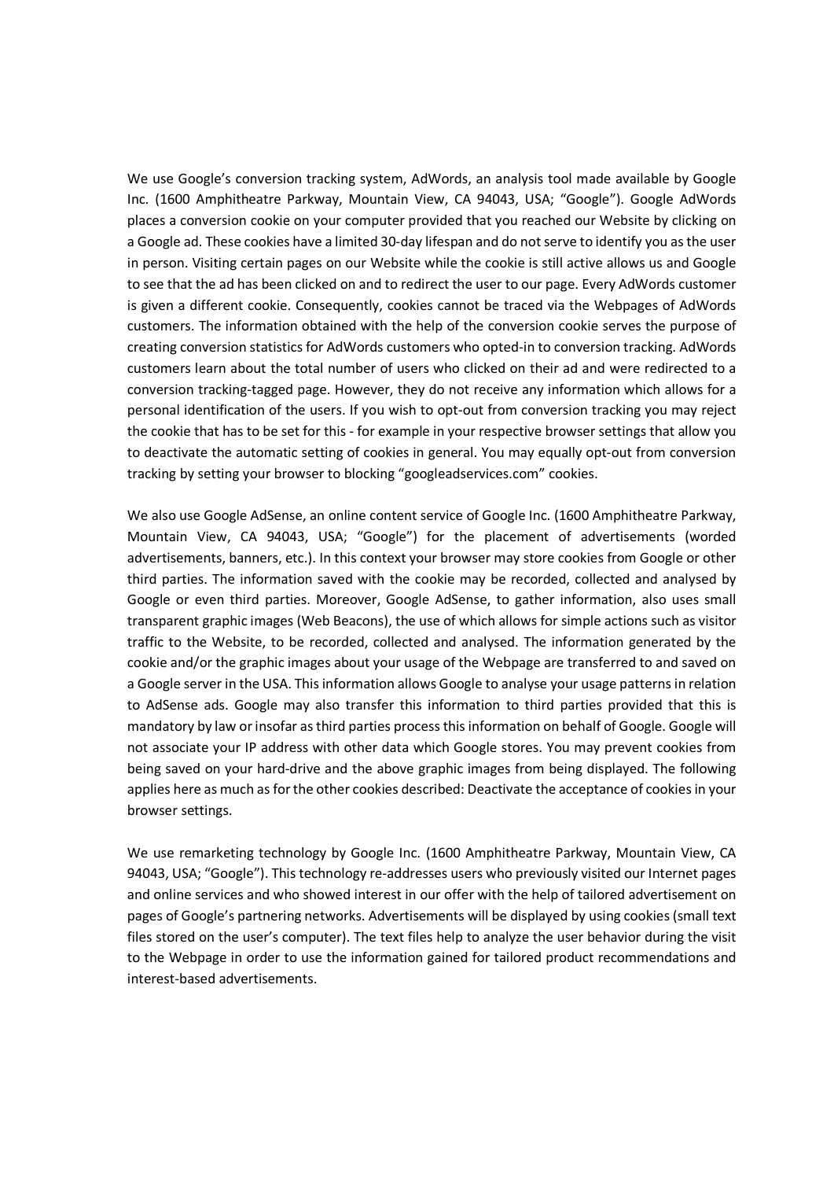We use Google's conversion tracking system, AdWords, an analysis tool made available by Google Inc. (1600 Amphitheatre Parkway, Mountain View, CA 94043, USA; "Google"). Google AdWords places a conversion cookie on your computer provided that you reached our Website by clicking on a Google ad. These cookies have a limited 30-day lifespan and do not serve to identify you as the user in person. Visiting certain pages on our Website while the cookie is still active allows us and Google to see that the ad has been clicked on and to redirect the user to our page. Every AdWords customer is given a different cookie. Consequently, cookies cannot be traced via the Webpages of AdWords customers. The information obtained with the help of the conversion cookie serves the purpose of creating conversion statistics for AdWords customers who opted-in to conversion tracking. AdWords customers learn about the total number of users who clicked on their ad and were redirected to a conversion tracking-tagged page. However, they do not receive any information which allows for a personal identification of the users. If you wish to opt-out from conversion tracking you may reject the cookie that has to be set for this - for example in your respective browser settings that allow you to deactivate the automatic setting of cookies in general. You may equally opt-out from conversion tracking by setting your browser to blocking "googleadservices.com" cookies.

We also use Google AdSense, an online content service of Google Inc. (1600 Amphitheatre Parkway, Mountain View, CA 94043, USA; "Google") for the placement of advertisements (worded advertisements, banners, etc.). In this context your browser may store cookies from Google or other third parties. The information saved with the cookie may be recorded, collected and analysed by Google or even third parties. Moreover, Google AdSense, to gather information, also uses small transparent graphic images (Web Beacons), the use of which allows for simple actions such as visitor traffic to the Website, to be recorded, collected and analysed. The information generated by the cookie and/or the graphic images about your usage of the Webpage are transferred to and saved on a Google server in the USA. This information allows Google to analyse your usage patterns in relation to AdSense ads. Google may also transfer this information to third parties provided that this is mandatory by law or insofar as third parties process this information on behalf of Google. Google will not associate your IP address with other data which Google stores. You may prevent cookies from being saved on your hard-drive and the above graphic images from being displayed. The following applies here as much as for the other cookies described: Deactivate the acceptance of cookies in your browser settings.

We use remarketing technology by Google Inc. (1600 Amphitheatre Parkway, Mountain View, CA 94043, USA; "Google"). This technology re-addresses users who previously visited our Internet pages and online services and who showed interest in our offer with the help of tailored advertisement on pages of Google's partnering networks. Advertisements will be displayed by using cookies (small text files stored on the user's computer). The text files help to analyze the user behavior during the visit to the Webpage in order to use the information gained for tailored product recommendations and interest-based advertisements.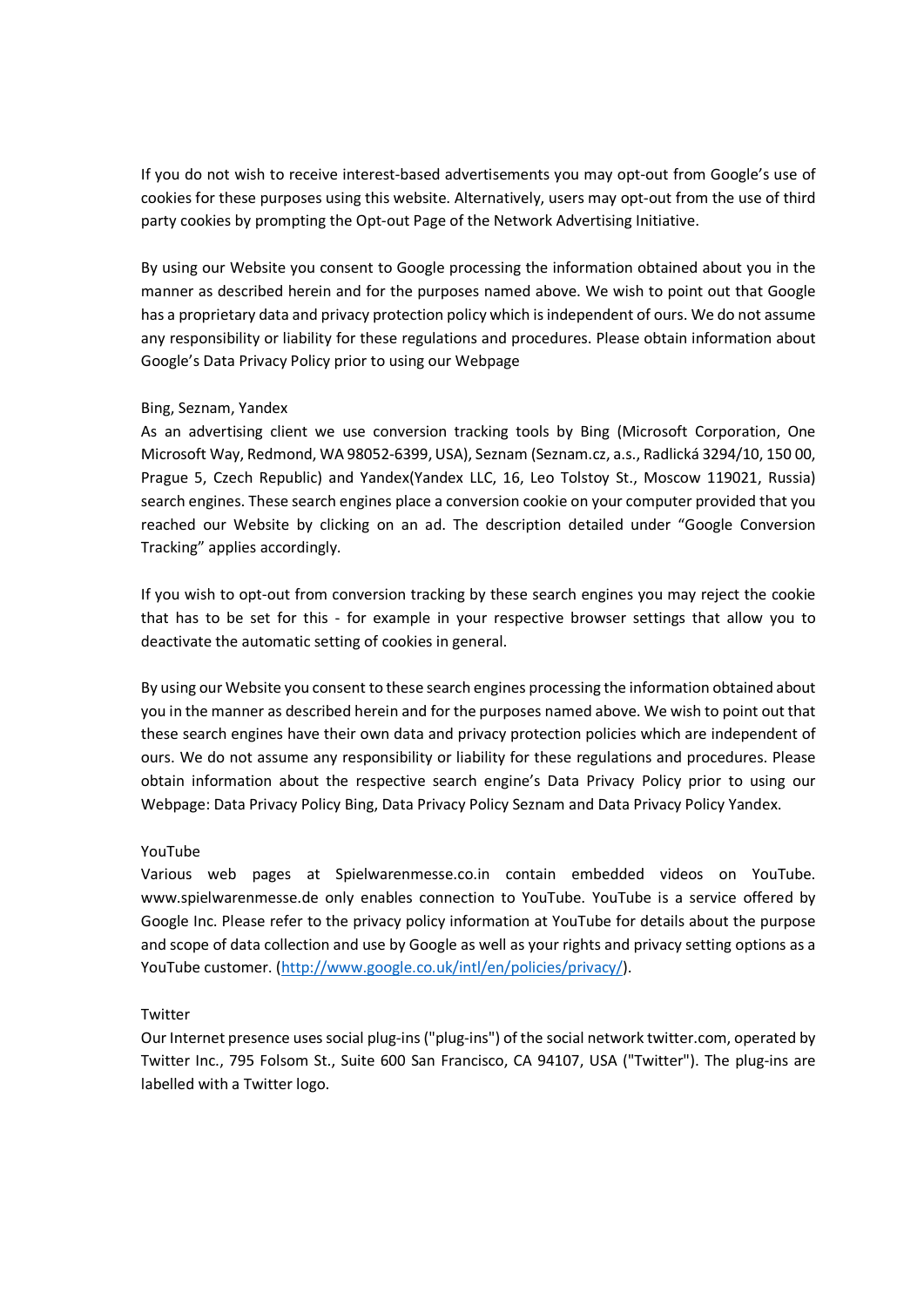If you do not wish to receive interest-based advertisements you may opt-out from Google's use of cookies for these purposes using this website. Alternatively, users may opt-out from the use of third party cookies by prompting the Opt-out Page of the Network Advertising Initiative.

By using our Website you consent to Google processing the information obtained about you in the manner as described herein and for the purposes named above. We wish to point out that Google has a proprietary data and privacy protection policy which is independent of ours. We do not assume any responsibility or liability for these regulations and procedures. Please obtain information about Google's Data Privacy Policy prior to using our Webpage

### Bing, Seznam, Yandex

As an advertising client we use conversion tracking tools by Bing (Microsoft Corporation, One Microsoft Way, Redmond, WA 98052-6399, USA), Seznam (Seznam.cz, a.s., Radlická 3294/10, 150 00, Prague 5, Czech Republic) and Yandex(Yandex LLC, 16, Leo Tolstoy St., Moscow 119021, Russia) search engines. These search engines place a conversion cookie on your computer provided that you reached our Website by clicking on an ad. The description detailed under "Google Conversion Tracking" applies accordingly.

If you wish to opt-out from conversion tracking by these search engines you may reject the cookie that has to be set for this - for example in your respective browser settings that allow you to deactivate the automatic setting of cookies in general.

By using our Website you consent to these search engines processing the information obtained about you in the manner as described herein and for the purposes named above. We wish to point out that these search engines have their own data and privacy protection policies which are independent of ours. We do not assume any responsibility or liability for these regulations and procedures. Please obtain information about the respective search engine's Data Privacy Policy prior to using our Webpage: Data Privacy Policy Bing, Data Privacy Policy Seznam and Data Privacy Policy Yandex.

### YouTube

Various web pages at Spielwarenmesse.co.in contain embedded videos on YouTube. www.spielwarenmesse.de only enables connection to YouTube. YouTube is a service offered by Google Inc. Please refer to the privacy policy information at YouTube for details about the purpose and scope of data collection and use by Google as well as your rights and privacy setting options as a YouTube customer. (http://www.google.co.uk/intl/en/policies/privacy/).

### Twitter

Our Internet presence uses social plug-ins ("plug-ins") of the social network twitter.com, operated by Twitter Inc., 795 Folsom St., Suite 600 San Francisco, CA 94107, USA ("Twitter"). The plug-ins are labelled with a Twitter logo.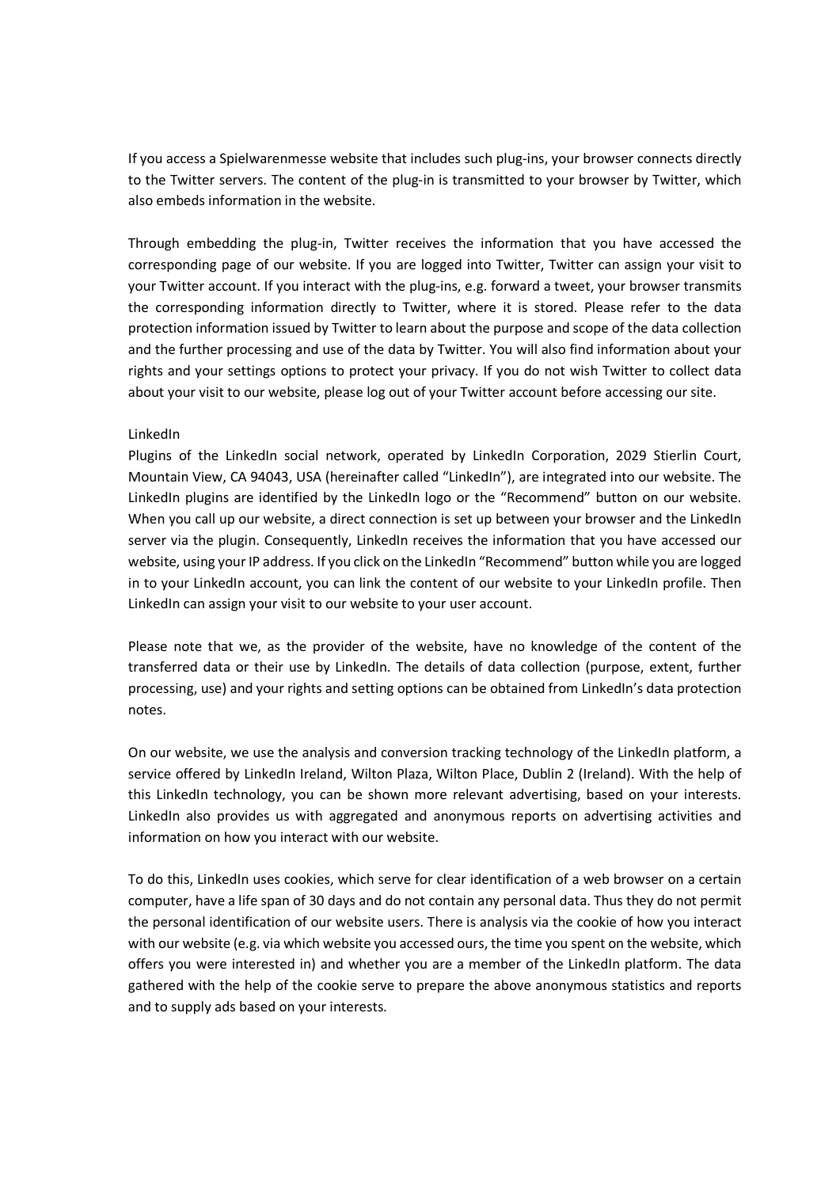If you access a Spielwarenmesse website that includes such plug-ins, your browser connects directly to the Twitter servers. The content of the plug-in is transmitted to your browser by Twitter, which also embeds information in the website.

Through embedding the plug-in, Twitter receives the information that you have accessed the corresponding page of our website. If you are logged into Twitter, Twitter can assign your visit to your Twitter account. If you interact with the plug-ins, e.g. forward a tweet, your browser transmits the corresponding information directly to Twitter, where it is stored. Please refer to the data protection information issued by Twitter to learn about the purpose and scope of the data collection and the further processing and use of the data by Twitter. You will also find information about your rights and your settings options to protect your privacy. If you do not wish Twitter to collect data about your visit to our website, please log out of your Twitter account before accessing our site.

LinkedIn

Plugins of the LinkedIn social network, operated by LinkedIn Corporation, 2029 Stierlin Court, Mountain View, CA 94043, USA (hereinafter called "LinkedIn"), are integrated into our website. The LinkedIn plugins are identified by the LinkedIn logo or the "Recommend" button on our website. When you call up our website, a direct connection is set up between your browser and the LinkedIn server via the plugin. Consequently, LinkedIn receives the information that you have accessed our website, using your IP address. If you click on the LinkedIn "Recommend" button while you are logged in to your LinkedIn account, you can link the content of our website to your LinkedIn profile. Then LinkedIn can assign your visit to our website to your user account.

Please note that we, as the provider of the website, have no knowledge of the content of the transferred data or their use by LinkedIn. The details of data collection (purpose, extent, further processing, use) and your rights and setting options can be obtained from LinkedIn's data protection notes.

On our website, we use the analysis and conversion tracking technology of the LinkedIn platform, a service offered by LinkedIn Ireland, Wilton Plaza, Wilton Place, Dublin 2 (Ireland). With the help of this LinkedIn technology, you can be shown more relevant advertising, based on your interests. LinkedIn also provides us with aggregated and anonymous reports on advertising activities and information on how you interact with our website.

To do this, LinkedIn uses cookies, which serve for clear identification of a web browser on a certain computer, have a life span of 30 days and do not contain any personal data. Thus they do not permit the personal identification of our website users. There is analysis via the cookie of how you interact with our website (e.g. via which website you accessed ours, the time you spent on the website, which offers you were interested in) and whether you are a member of the LinkedIn platform. The data gathered with the help of the cookie serve to prepare the above anonymous statistics and reports and to supply ads based on your interests.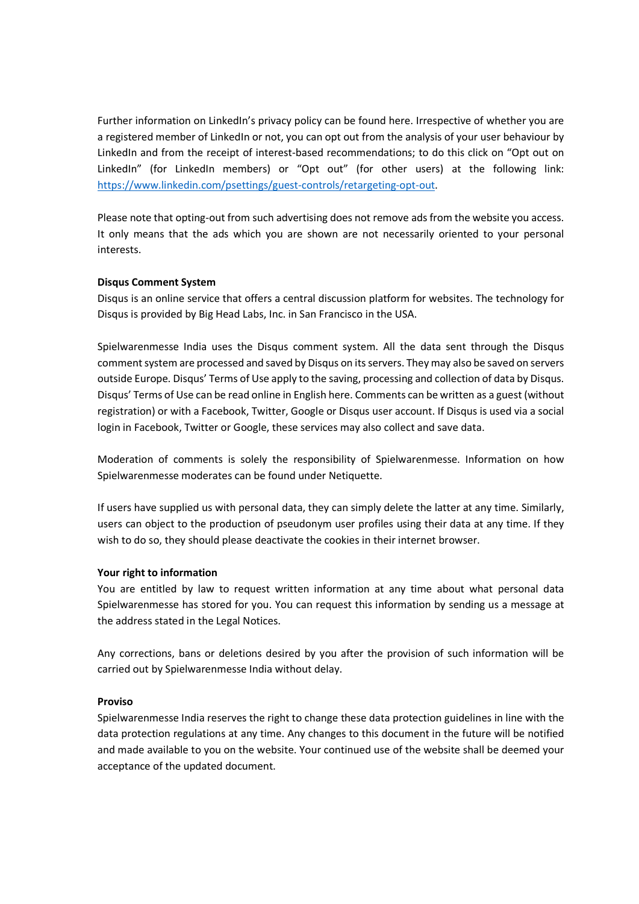Further information on LinkedIn's privacy policy can be found here. Irrespective of whether you are a registered member of LinkedIn or not, you can opt out from the analysis of your user behaviour by LinkedIn and from the receipt of interest-based recommendations; to do this click on "Opt out on LinkedIn" (for LinkedIn members) or "Opt out" (for other users) at the following link: [https://www.linkedin.com/psettings/guest-controls/retargeting-opt-out](https://www.linkedin.com/psettings/guest-controls/retargeting-opt-out).

Please note that opting-out from such advertising does not remove ads from the website you access. It only means that the ads which you are shown are not necessarily oriented to your personal interests.

**Disqus Comment System**

Disqus is an online service that offers a central discussion platform for websites. The technology for Disqus is provided by Big Head Labs, Inc. in San Francisco in the USA.

Spielwarenmesse India uses the Disqus comment system. All the data sent through the Disqus comment system are processed and saved by Disqus on its servers. They may also be saved on servers outside Europe. Disqus' Terms of Use apply to the saving, processing and collection of data by Disqus. Disqus' Terms of Use can be read online in English here. Comments can be written as a guest (without registration) or with a Facebook, Twitter, Google or Disqus user account. If Disqus is used via a social login in Facebook, Twitter or Google, these services may also collect and save data.

Moderation of comments is solely the responsibility of Spielwarenmesse. Information on how Spielwarenmesse moderates can be found under Netiquette.

If users have supplied us with personal data, they can simply delete the latter at any time. Similarly, users can object to the production of pseudonym user profiles using their data at any time. If they wish to do so, they should please deactivate the cookies in their internet browser.

**Your right to information**

You are entitled by law to request written information at any time about what personal data Spielwarenmesse has stored for you. You can request this information by sending us a message at the address stated in the Legal Notices.

Any corrections, bans or deletions desired by you after the provision of such information will be carried out by Spielwarenmesse India without delay.

**Proviso**

Spielwarenmesse India reserves the right to change these data protection guidelines in line with the data protection regulations at any time. Any changes to this document in the future will be notified and made available to you on the website. Your continued use of the website shall be deemed your acceptance of the updated document.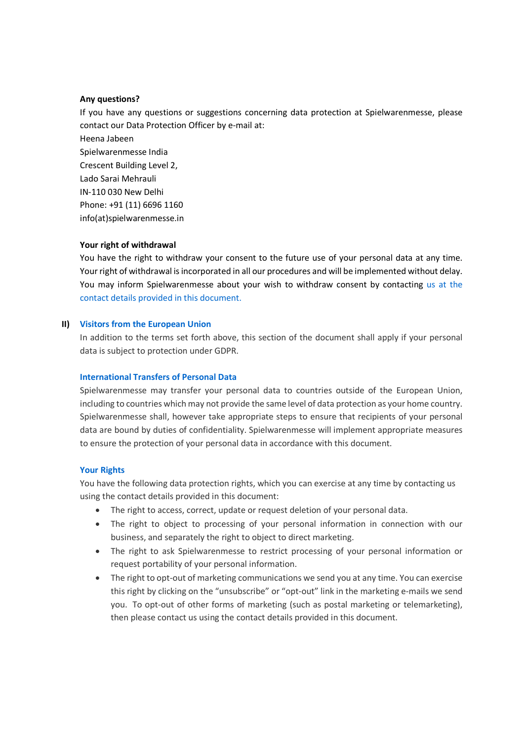**Any questions?**

If you have any questions or suggestions concerning data protection at Spielwarenmesse, please contact our Data Protection Officer by e-mail at:
Heena Jabeen
Spielwarenmesse India
Crescent Building Level 2,
Lado Sarai Mehrauli
IN-110 030 New Delhi
Phone: +91 (11) 6696 1160
info(at)spielwarenmesse.in

**Your right of withdrawal**

You have the right to withdraw your consent to the future use of your personal data at any time. Your right of withdrawal is incorporated in all our procedures and will be implemented without delay. You may inform Spielwarenmesse about your wish to withdraw consent by contacting us at the contact details provided in this document.

## II) Visitors from the European Union

In addition to the terms set forth above, this section of the document shall apply if your personal data is subject to protection under GDPR.

### International Transfers of Personal Data

Spielwarenmesse may transfer your personal data to countries outside of the European Union, including to countries which may not provide the same level of data protection as your home country. Spielwarenmesse shall, however take appropriate steps to ensure that recipients of your personal data are bound by duties of confidentiality. Spielwarenmesse will implement appropriate measures to ensure the protection of your personal data in accordance with this document.

### Your Rights

You have the following data protection rights, which you can exercise at any time by contacting us using the contact details provided in this document:

- The right to access, correct, update or request deletion of your personal data.
- The right to object to processing of your personal information in connection with our business, and separately the right to object to direct marketing.
- The right to ask Spielwarenmesse to restrict processing of your personal information or request portability of your personal information.
- The right to opt-out of marketing communications we send you at any time. You can exercise this right by clicking on the "unsubscribe" or "opt-out" link in the marketing e-mails we send you. To opt-out of other forms of marketing (such as postal marketing or telemarketing), then please contact us using the contact details provided in this document.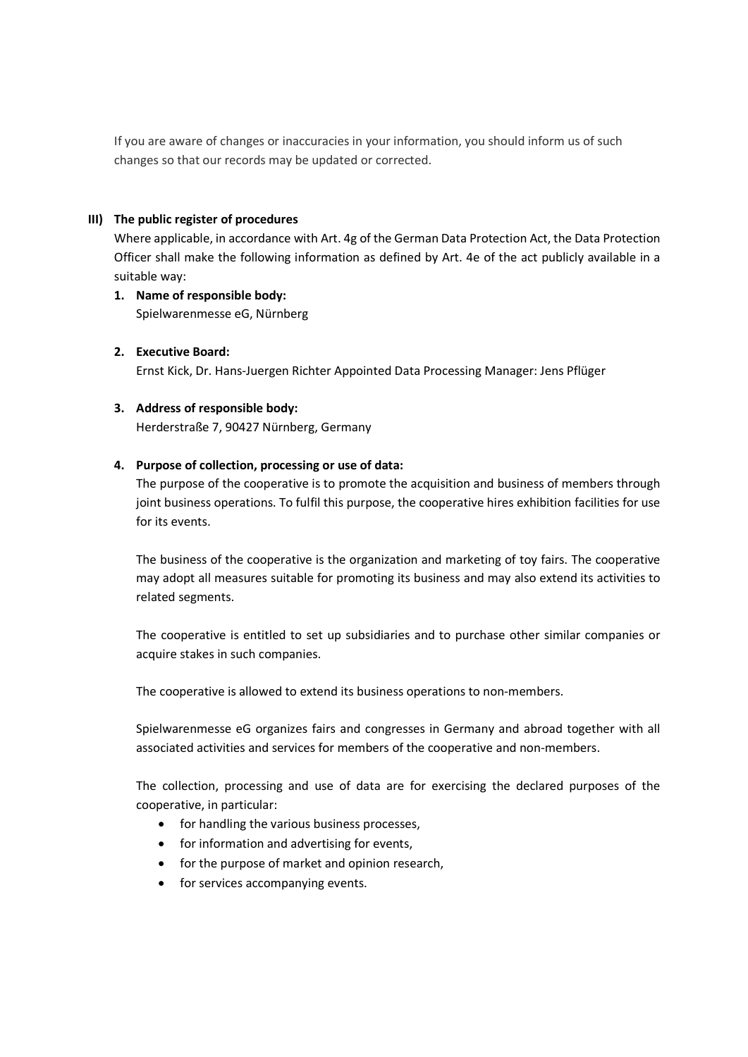If you are aware of changes or inaccuracies in your information, you should inform us of such changes so that our records may be updated or corrected.

## III) The public register of procedures

Where applicable, in accordance with Art. 4g of the German Data Protection Act, the Data Protection Officer shall make the following information as defined by Art. 4e of the act publicly available in a suitable way:

1. **Name of responsible body:**
   Spielwarenmesse eG, Nürnberg

2. **Executive Board:**
   Ernst Kick, Dr. Hans-Juergen Richter Appointed Data Processing Manager: Jens Pflüger

3. **Address of responsible body:**
   Herderstraße 7, 90427 Nürnberg, Germany

4. **Purpose of collection, processing or use of data:**
   The purpose of the cooperative is to promote the acquisition and business of members through joint business operations. To fulfil this purpose, the cooperative hires exhibition facilities for use for its events.

   The business of the cooperative is the organization and marketing of toy fairs. The cooperative may adopt all measures suitable for promoting its business and may also extend its activities to related segments.

   The cooperative is entitled to set up subsidiaries and to purchase other similar companies or acquire stakes in such companies.

   The cooperative is allowed to extend its business operations to non-members.

   Spielwarenmesse eG organizes fairs and congresses in Germany and abroad together with all associated activities and services for members of the cooperative and non-members.

   The collection, processing and use of data are for exercising the declared purposes of the cooperative, in particular:

   - for handling the various business processes,
   - for information and advertising for events,
   - for the purpose of market and opinion research,
   - for services accompanying events.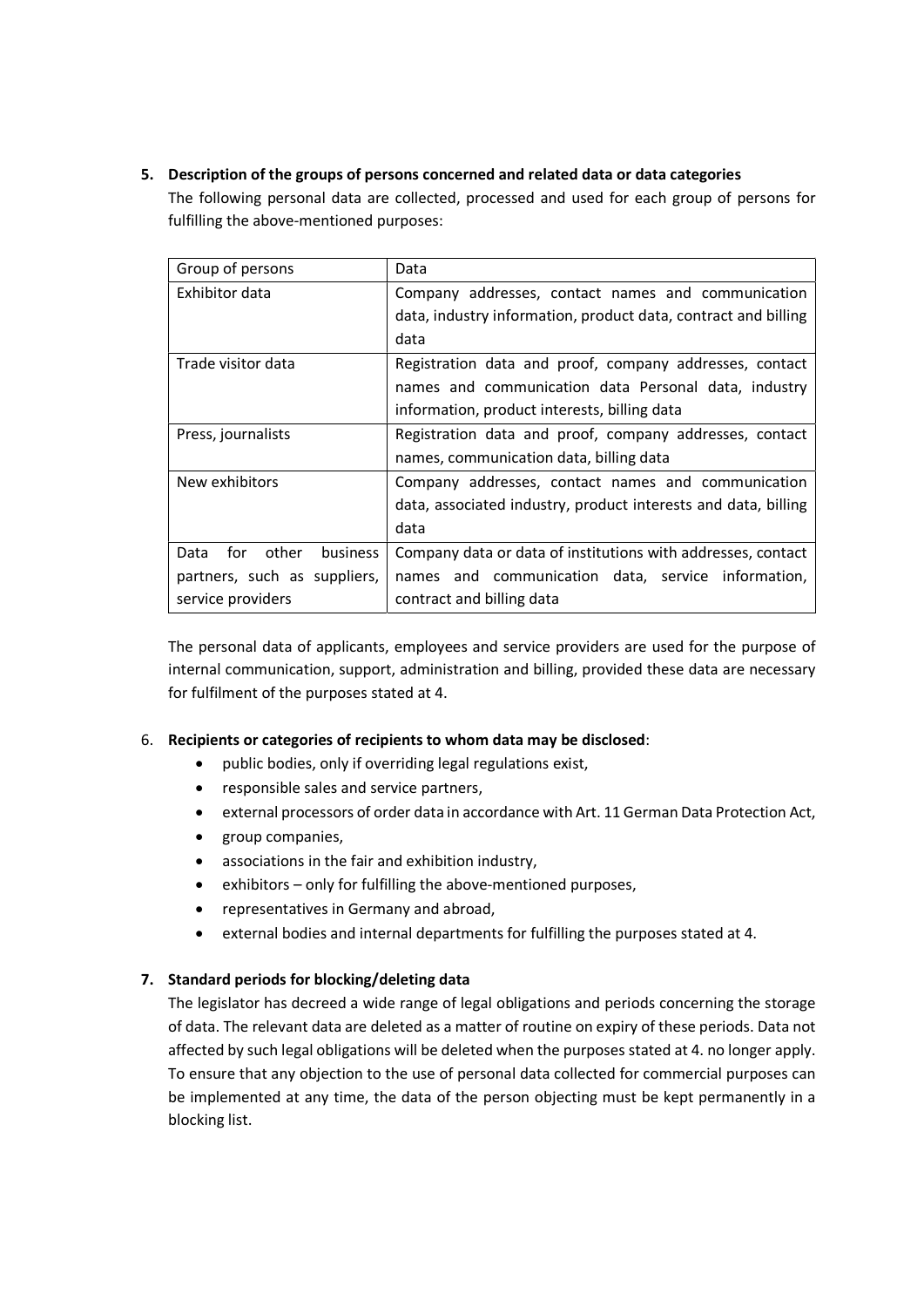5. **Description of the groups of persons concerned and related data or data categories**

   The following personal data are collected, processed and used for each group of persons for fulfilling the above-mentioned purposes:

| Group of persons | Data |
|---|---|
| Exhibitor data | Company addresses, contact names and communication data, industry information, product data, contract and billing data |
| Trade visitor data | Registration data and proof, company addresses, contact names and communication data Personal data, industry information, product interests, billing data |
| Press, journalists | Registration data and proof, company addresses, contact names, communication data, billing data |
| New exhibitors | Company addresses, contact names and communication data, associated industry, product interests and data, billing data |
| Data for other business partners, such as suppliers, service providers | Company data or data of institutions with addresses, contact names and communication data, service information, contract and billing data |

   The personal data of applicants, employees and service providers are used for the purpose of internal communication, support, administration and billing, provided these data are necessary for fulfilment of the purposes stated at 4.

6. **Recipients or categories of recipients to whom data may be disclosed**:
   - public bodies, only if overriding legal regulations exist,
   - responsible sales and service partners,
   - external processors of order data in accordance with Art. 11 German Data Protection Act,
   - group companies,
   - associations in the fair and exhibition industry,
   - exhibitors – only for fulfilling the above-mentioned purposes,
   - representatives in Germany and abroad,
   - external bodies and internal departments for fulfilling the purposes stated at 4.

7. **Standard periods for blocking/deleting data**

   The legislator has decreed a wide range of legal obligations and periods concerning the storage of data. The relevant data are deleted as a matter of routine on expiry of these periods. Data not affected by such legal obligations will be deleted when the purposes stated at 4. no longer apply. To ensure that any objection to the use of personal data collected for commercial purposes can be implemented at any time, the data of the person objecting must be kept permanently in a blocking list.